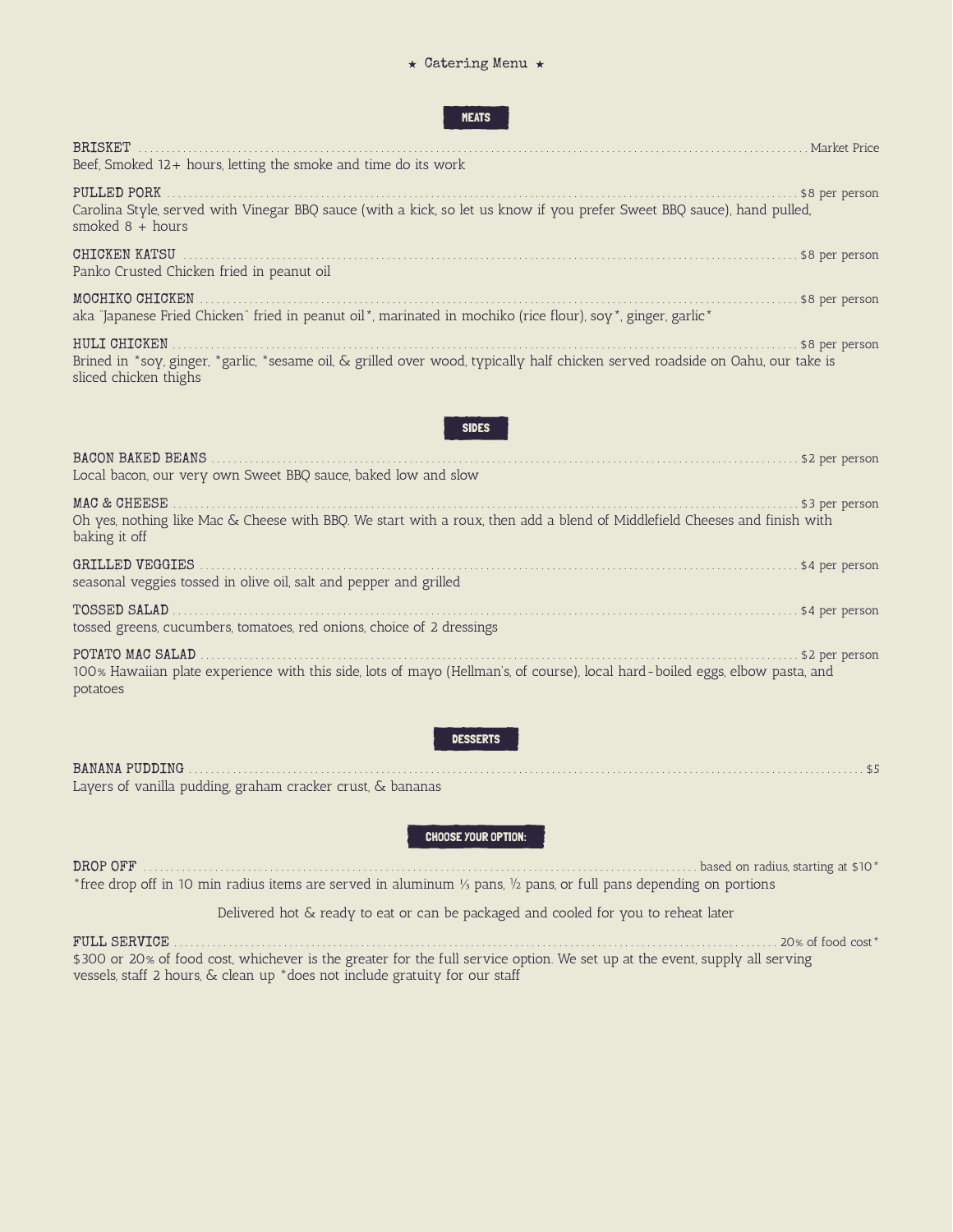# ⋆ Catering Menu ⋆

## MEATS

**BRISKET** .......... Market Price
Beef, Smoked 12+ hours, letting the smoke and time do its work

**PULLED PORK** .......... $8 per person
Carolina Style, served with Vinegar BBQ sauce (with a kick, so let us know if you prefer Sweet BBQ sauce), hand pulled, smoked 8 + hours

**CHICKEN KATSU** .......... $8 per person
Panko Crusted Chicken fried in peanut oil

**MOCHIKO CHICKEN** .......... $8 per person
aka "Japanese Fried Chicken" fried in peanut oil*, marinated in mochiko (rice flour), soy*, ginger, garlic*

**HULI CHICKEN** .......... $8 per person
Brined in *soy, ginger, *garlic, *sesame oil, & grilled over wood, typically half chicken served roadside on Oahu, our take is sliced chicken thighs

## SIDES

**BACON BAKED BEANS** .......... $2 per person
Local bacon, our very own Sweet BBQ sauce, baked low and slow

**MAC & CHEESE** .......... $3 per person
Oh yes, nothing like Mac & Cheese with BBQ. We start with a roux, then add a blend of Middlefield Cheeses and finish with baking it off

**GRILLED VEGGIES** .......... $4 per person
seasonal veggies tossed in olive oil, salt and pepper and grilled

**TOSSED SALAD** .......... $4 per person
tossed greens, cucumbers, tomatoes, red onions, choice of 2 dressings

**POTATO MAC SALAD** .......... $2 per person
100% Hawaiian plate experience with this side, lots of mayo (Hellman's, of course), local hard-boiled eggs, elbow pasta, and potatoes

## DESSERTS

**BANANA PUDDING** .......... $5
Layers of vanilla pudding, graham cracker crust, & bananas

## CHOOSE YOUR OPTION:

**DROP OFF** .......... based on radius, starting at $10*
*free drop off in 10 min radius items are served in aluminum ⅓ pans, ½ pans, or full pans depending on portions

Delivered hot & ready to eat or can be packaged and cooled for you to reheat later

**FULL SERVICE** .......... 20% of food cost*
$300 or 20% of food cost, whichever is the greater for the full service option. We set up at the event, supply all serving vessels, staff 2 hours, & clean up *does not include gratuity for our staff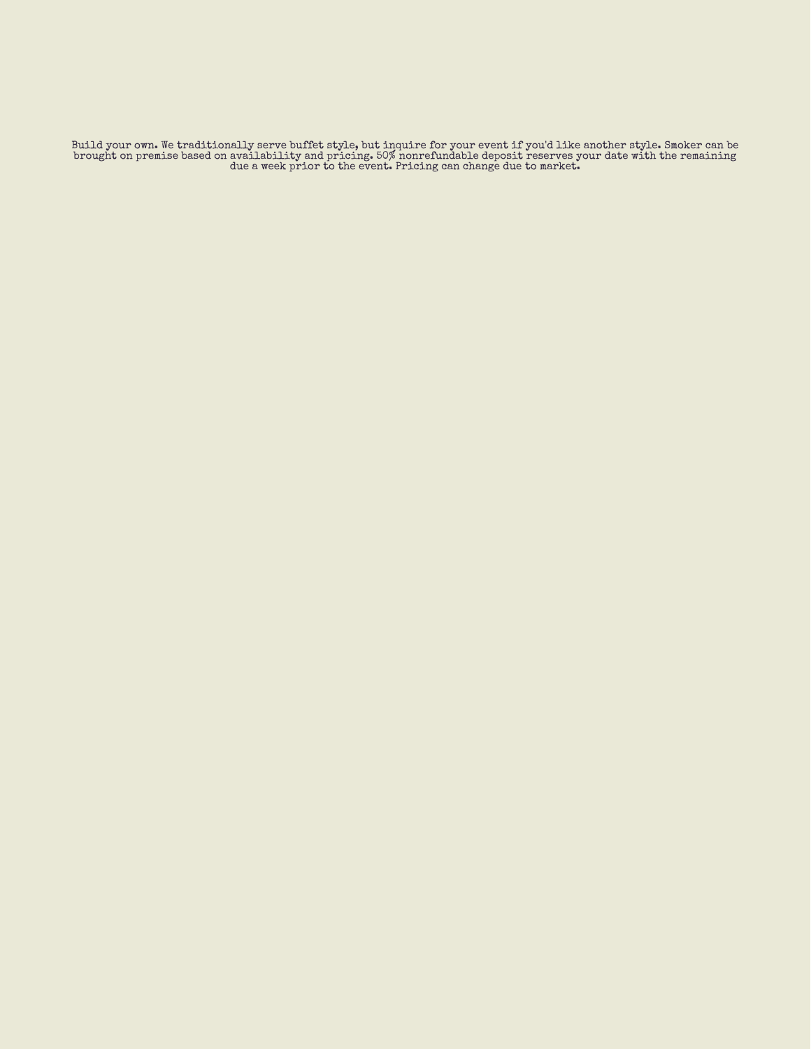Build your own. We traditionally serve buffet style, but inquire for your event if you'd like another style. Smoker can be brought on premise based on availability and pricing. 50% nonrefundable deposit reserves your date with the remaining due a week prior to the event. Pricing can change due to market.